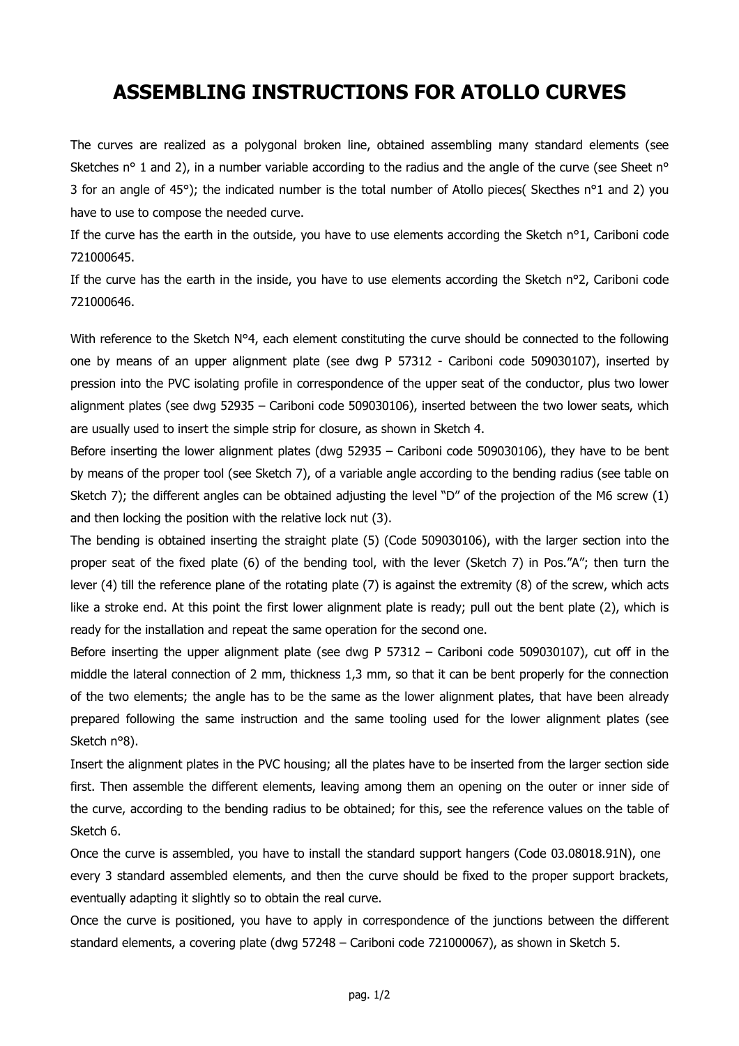# ASSEMBLING INSTRUCTIONS FOR ATOLLO CURVES

The curves are realized as a polygonal broken line, obtained assembling many standard elements (see Sketches n° 1 and 2), in a number variable according to the radius and the angle of the curve (see Sheet n° 3 for an angle of 45°); the indicated number is the total number of Atollo pieces( Skecthes n°1 and 2) you have to use to compose the needed curve.

If the curve has the earth in the outside, you have to use elements according the Sketch n°1, Cariboni code 721000645.

If the curve has the earth in the inside, you have to use elements according the Sketch n°2, Cariboni code 721000646.

With reference to the Sketch N°4, each element constituting the curve should be connected to the following one by means of an upper alignment plate (see dwg P 57312 - Cariboni code 509030107), inserted by pression into the PVC isolating profile in correspondence of the upper seat of the conductor, plus two lower alignment plates (see dwg 52935 – Cariboni code 509030106), inserted between the two lower seats, which are usually used to insert the simple strip for closure, as shown in Sketch 4.

Before inserting the lower alignment plates (dwg 52935 – Cariboni code 509030106), they have to be bent by means of the proper tool (see Sketch 7), of a variable angle according to the bending radius (see table on Sketch 7); the different angles can be obtained adjusting the level "D" of the projection of the M6 screw (1) and then locking the position with the relative lock nut (3).

The bending is obtained inserting the straight plate (5) (Code 509030106), with the larger section into the proper seat of the fixed plate (6) of the bending tool, with the lever (Sketch 7) in Pos."A"; then turn the lever (4) till the reference plane of the rotating plate (7) is against the extremity (8) of the screw, which acts like a stroke end. At this point the first lower alignment plate is ready; pull out the bent plate (2), which is ready for the installation and repeat the same operation for the second one.

Before inserting the upper alignment plate (see dwg P 57312 – Cariboni code 509030107), cut off in the middle the lateral connection of 2 mm, thickness 1,3 mm, so that it can be bent properly for the connection of the two elements; the angle has to be the same as the lower alignment plates, that have been already prepared following the same instruction and the same tooling used for the lower alignment plates (see Sketch n°8).

Insert the alignment plates in the PVC housing; all the plates have to be inserted from the larger section side first. Then assemble the different elements, leaving among them an opening on the outer or inner side of the curve, according to the bending radius to be obtained; for this, see the reference values on the table of Sketch 6.

Once the curve is assembled, you have to install the standard support hangers (Code 03.08018.91N), one every 3 standard assembled elements, and then the curve should be fixed to the proper support brackets, eventually adapting it slightly so to obtain the real curve.

Once the curve is positioned, you have to apply in correspondence of the junctions between the different standard elements, a covering plate (dwg 57248 – Cariboni code 721000067), as shown in Sketch 5.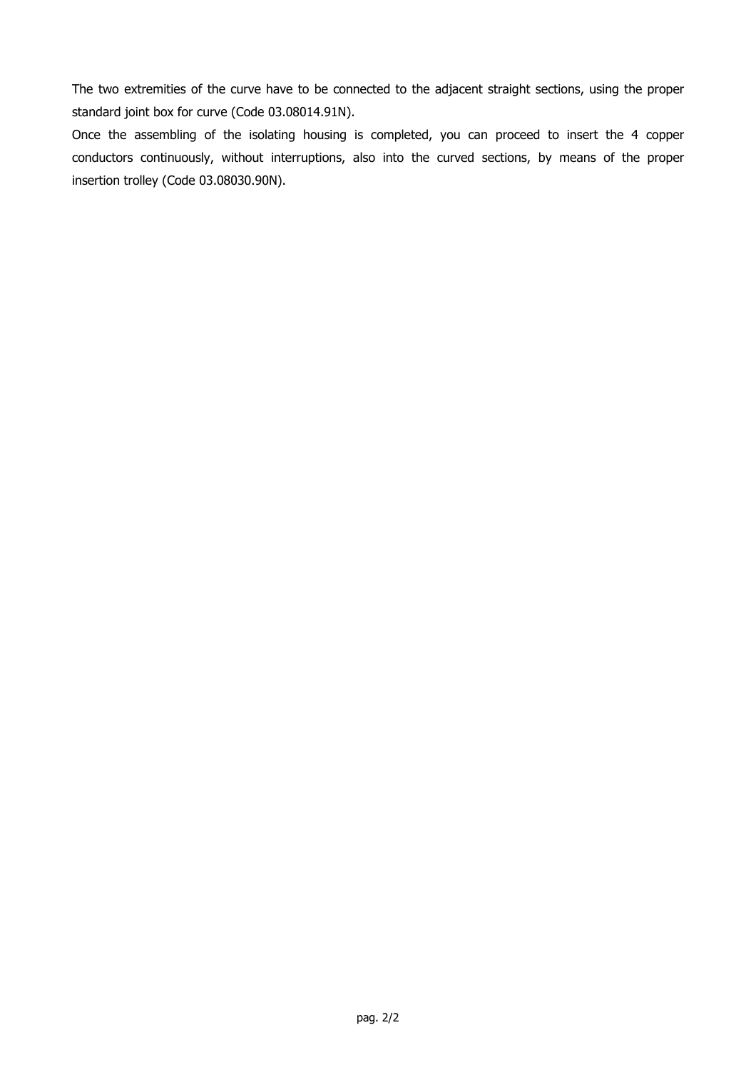The two extremities of the curve have to be connected to the adjacent straight sections, using the proper standard joint box for curve (Code 03.08014.91N).

Once the assembling of the isolating housing is completed, you can proceed to insert the 4 copper conductors continuously, without interruptions, also into the curved sections, by means of the proper insertion trolley (Code 03.08030.90N).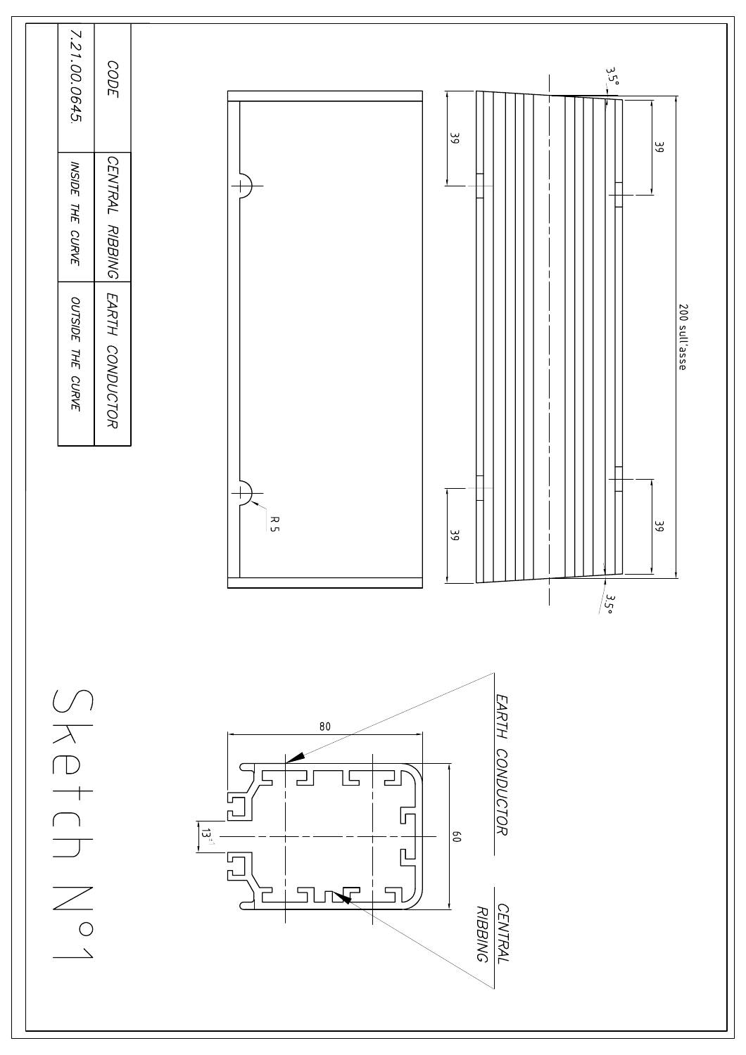| CODE | CENTRAL RIBBING | EARTH CONDUCTOR |
|---|---|---|
| 7.21.00.0645. | INSIDE THE CURVE | OUTSIDE THE CURVE |

3,5°

39

39

200 sull'asse

R 5

39

39

3,5°

# Sketch N°1

EARTH CONDUCTOR

80

60

$13^{\pm 1}$

CENTRAL RIBBING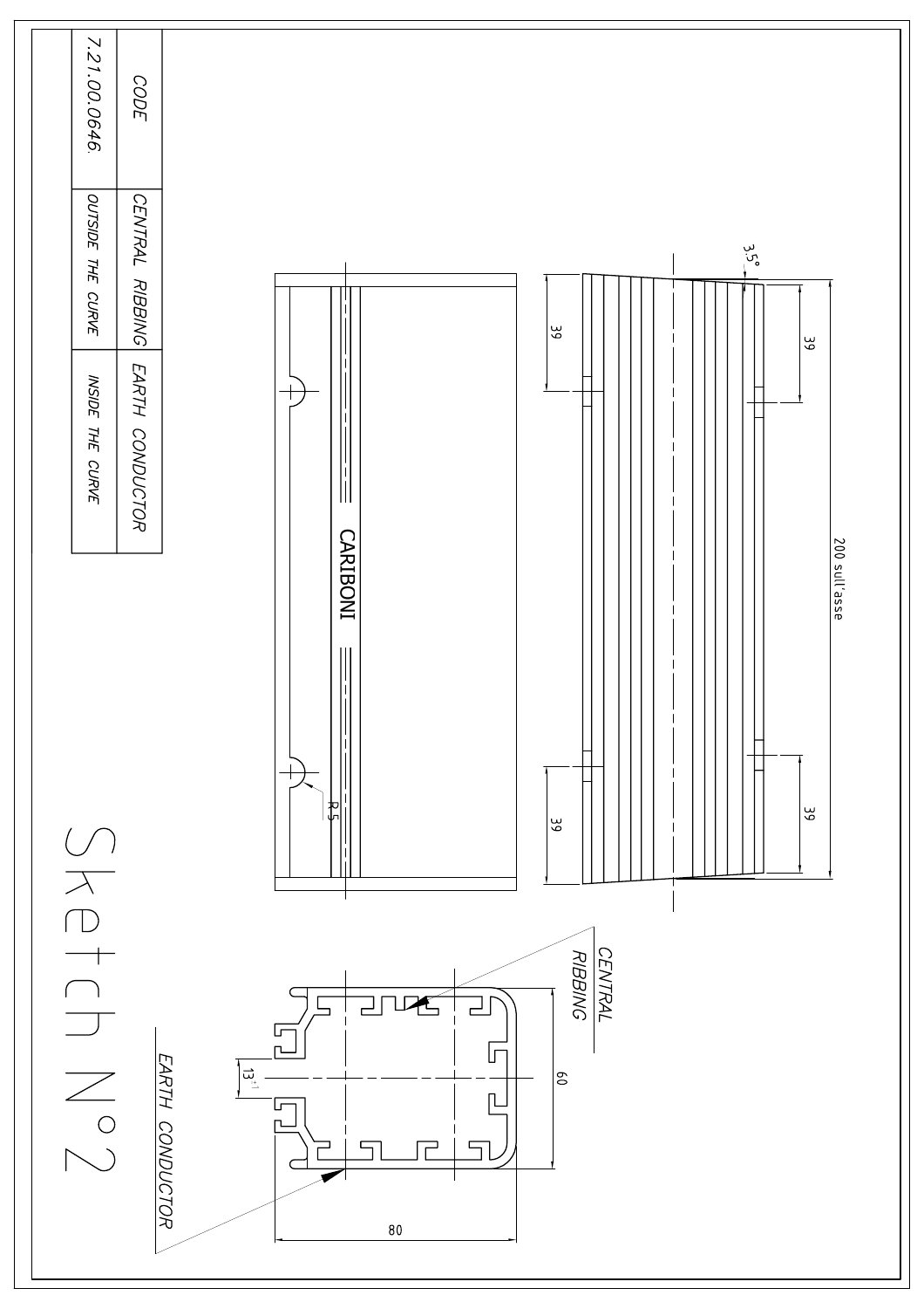| CODE | CENTRAL RIBBING | EARTH CONDUCTOR |
|---|---|---|
| 7.21.00.0646. | OUTSIDE THE CURVE | INSIDE THE CURVE |

# Sketch N°2

CARIBONI

R 5

3,5°

39

39

39

39

200 sull'asse

CENTRAL RIBBING

EARTH CONDUCTOR

$13^{\pm 1}$

60

80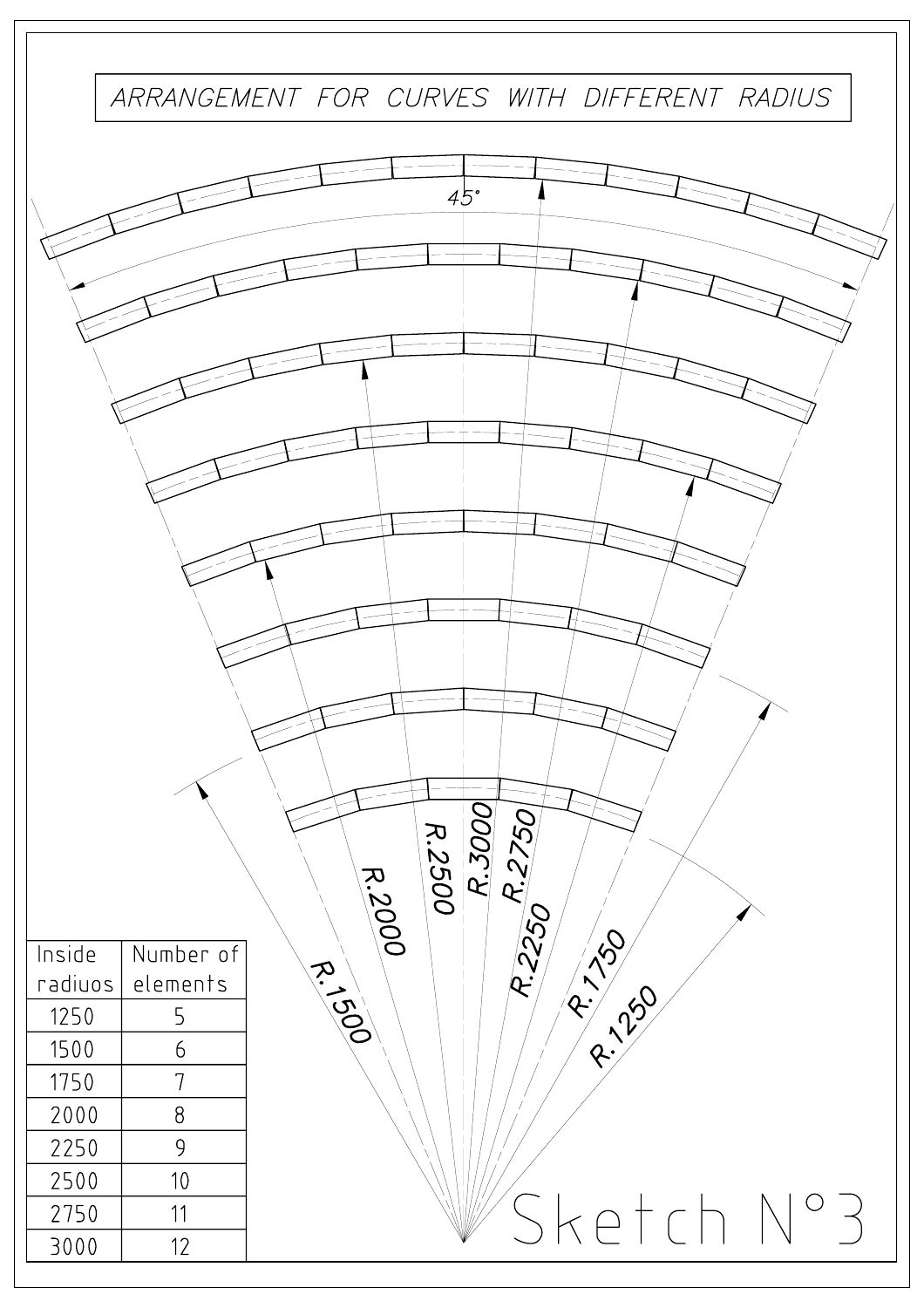# ARRANGEMENT FOR CURVES WITH DIFFERENT RADIUS

45°

R.3000 R.2750 R.2500 R.2250 R.2000 R.1750 R.1500 R.1250

| Inside radiuos | Number of elements |
|---|---|
| 1250 | 5 |
| 1500 | 6 |
| 1750 | 7 |
| 2000 | 8 |
| 2250 | 9 |
| 2500 | 10 |
| 2750 | 11 |
| 3000 | 12 |

Sketch N°3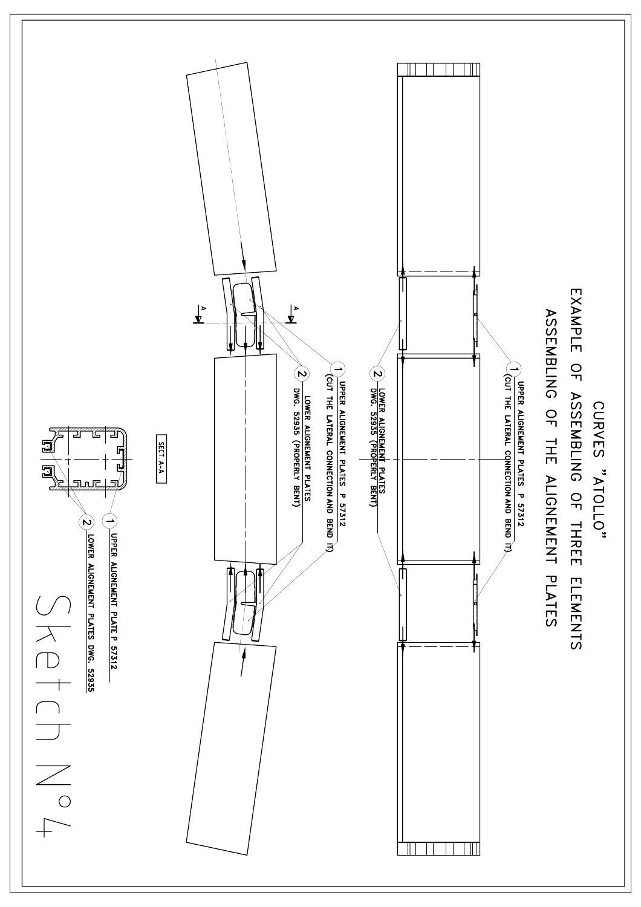# CURVES "ATOLLO"

## EXAMPLE OF ASSEMBLING OF THREE ELEMENTS

## ASSEMBLING OF THE ALIGNEMENT PLATES

1. UPPER ALIGNEMENT PLATES P 57312 (CUT THE LATERAL CONNECTION AND BEND IT)
2. LOWER ALIGNEMENT PLATES DWG. 52935 (PROPERLY BENT)

1. UPPER ALIGNEMENT PLATES P 57312 (CUT THE LATERAL CONNECTION AND BEND IT)
2. LOWER ALIGNEMENT PLATES DWG. 52935 (PROPERLY BENT)

A A

SECT. A-A

1. UPPER ALIGNEMENT PLATE P 57312
2. LOWER ALIGNEMENT PLATES DWG. 52935

Sketch N°4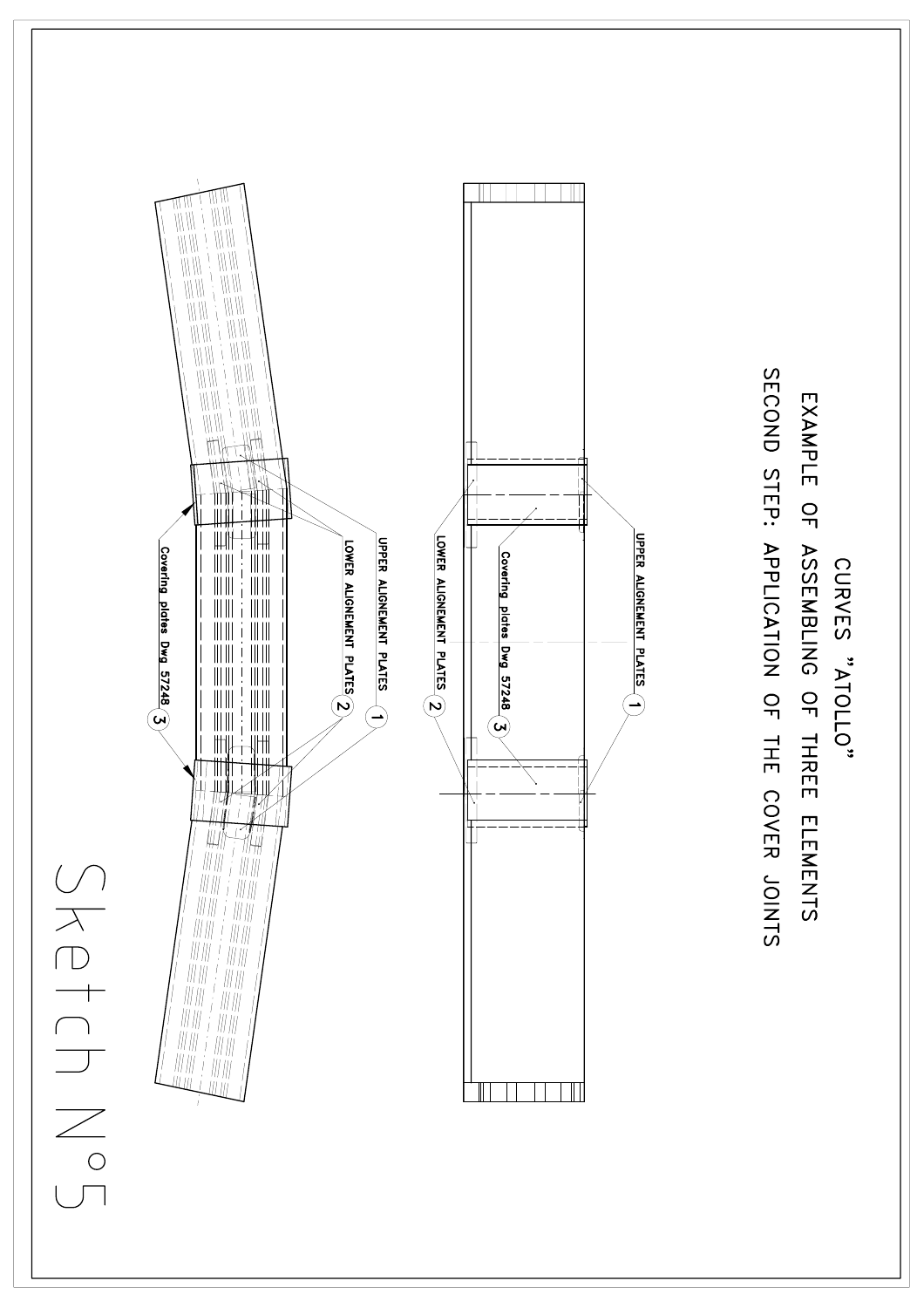# CURVES "ATOLLO"

## EXAMPLE OF ASSEMBLING OF THREE ELEMENTS

## SECOND STEP: APPLICATION OF THE COVER JOINTS

1. UPPER ALIGNEMENT PLATES
2. LOWER ALIGNEMENT PLATES
3. Covering plates Dwg 57248

1. UPPER ALIGNEMENT PLATES
2. LOWER ALIGNEMENT PLATES
3. Covering plates Dwg 57248

Sketch N°5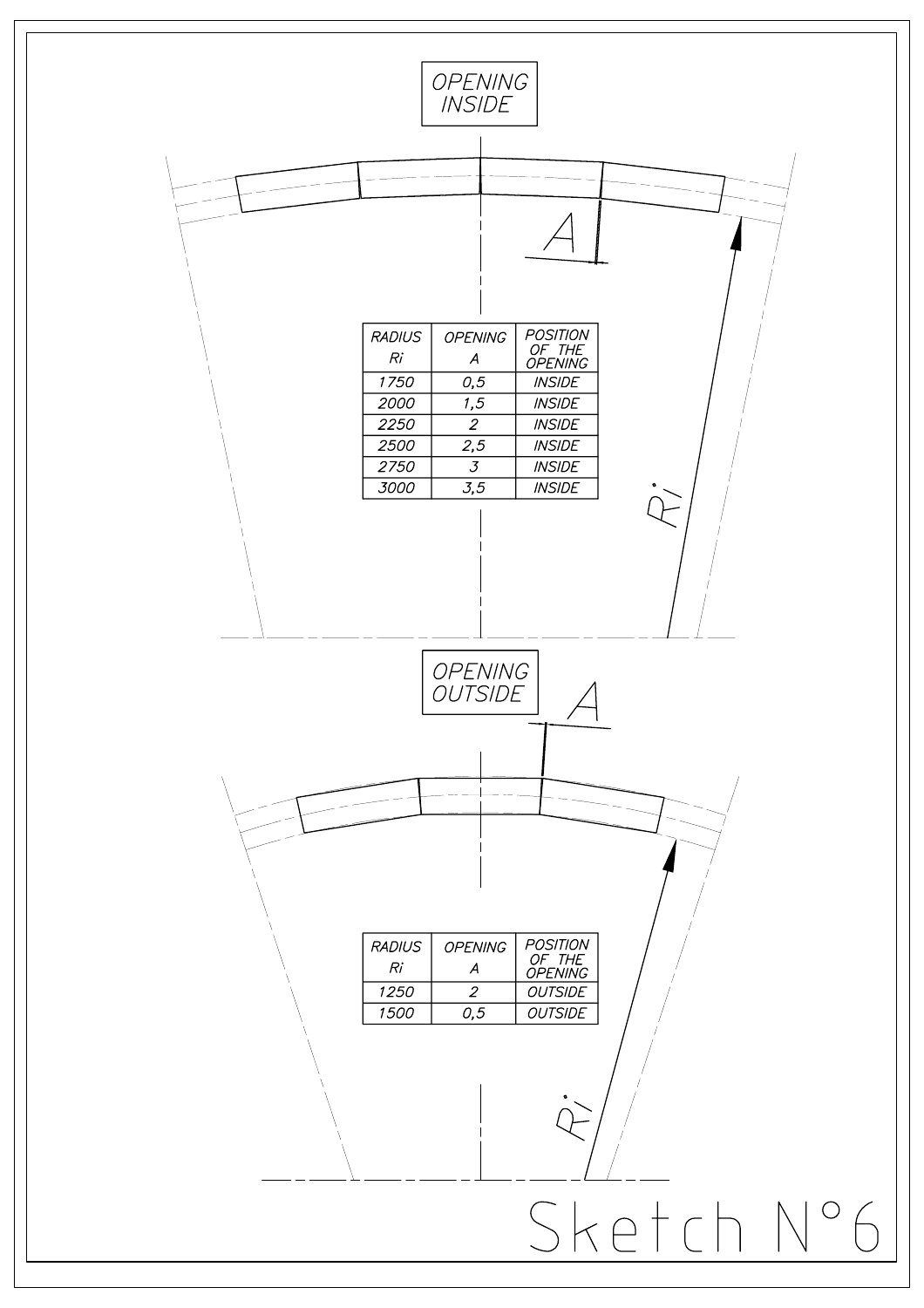OPENING INSIDE

| RADIUS Ri | OPENING A | POSITION OF THE OPENING |
|---|---|---|
| 1750 | 0,5 | INSIDE |
| 2000 | 1,5 | INSIDE |
| 2250 | 2 | INSIDE |
| 2500 | 2,5 | INSIDE |
| 2750 | 3 | INSIDE |
| 3000 | 3,5 | INSIDE |

A

Ri

OPENING OUTSIDE

A

| RADIUS Ri | OPENING A | POSITION OF THE OPENING |
|---|---|---|
| 1250 | 2 | OUTSIDE |
| 1500 | 0,5 | OUTSIDE |

Ri

Sketch N°6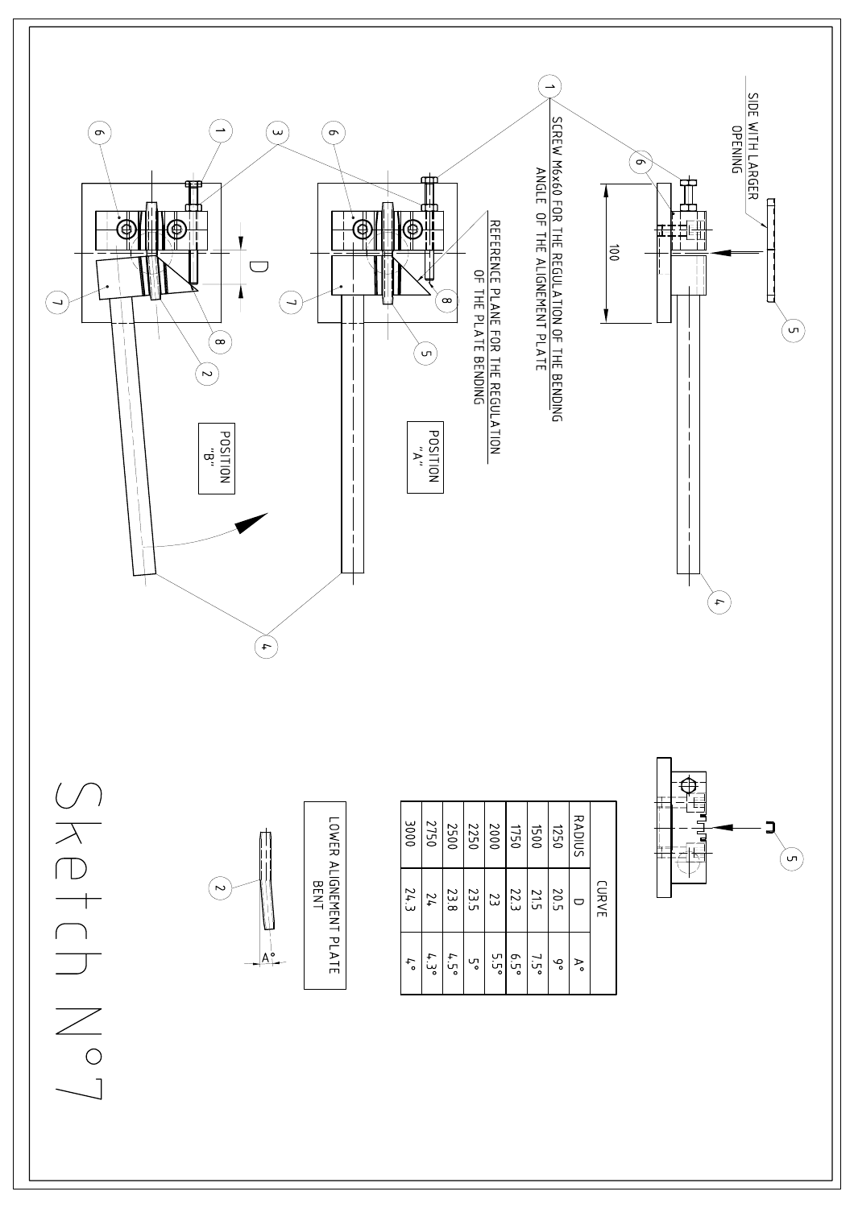# Sketch N°7

SCREW M6x60 FOR THE REGULATION OF THE BENDING ANGLE OF THE ALIGNEMENT PLATE

REFERENCE PLANE FOR THE REGULATION OF THE PLATE BENDING

SIDE WITH LARGER OPENING

POSITION "A"

POSITION "B"

LOWER ALIGNEMENT PLATE BENT

| RADIUS | CURVE | |
|---|---|---|
| | D | A° |
| 1250 | 20.5 | 9° |
| 1500 | 21.5 | 7.5° |
| 1750 | 22.3 | 6.5° |
| 2000 | 23 | 5.5° |
| 2250 | 23.5 | 5° |
| 2500 | 23.8 | 4.5° |
| 2750 | 24 | 4.3° |
| 3000 | 24.3 | 4° |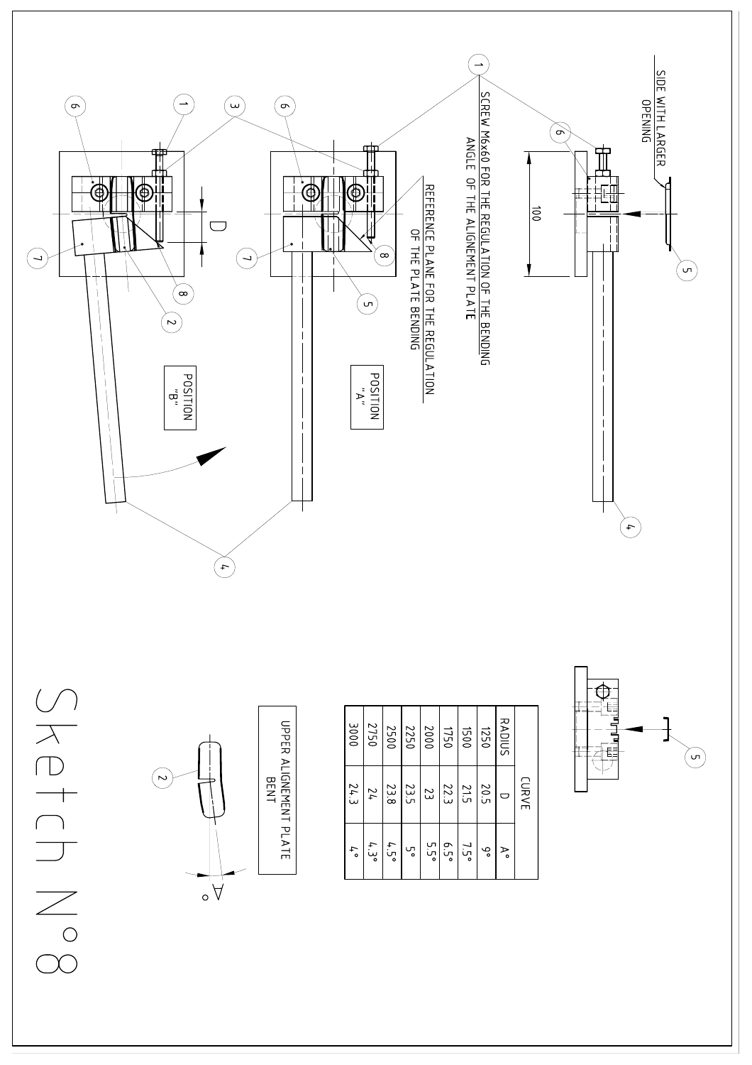# Sketch N°8

SCREW M6x60 FOR THE REGULATION OF THE BENDING ANGLE OF THE ALIGNEMENT PLATE

REFERENCE PLANE FOR THE REGULATION OF THE PLATE BENDING

SIDE WITH LARGER OPENING

POSITION "A"

POSITION "B"

100

D

| RADIUS | CURVE | |
|---|---|---|
| | D | A° |
| 1250 | 20.5 | 9° |
| 1500 | 21.5 | 7.5° |
| 1750 | 22.3 | 6.5° |
| 2000 | 23 | 5.5° |
| 2250 | 23.5 | 5° |
| 2500 | 23.8 | 4.5° |
| 2750 | 24 | 4.3° |
| 3000 | 24.3 | 4° |

UPPER ALIGNEMENT PLATE BENT

A°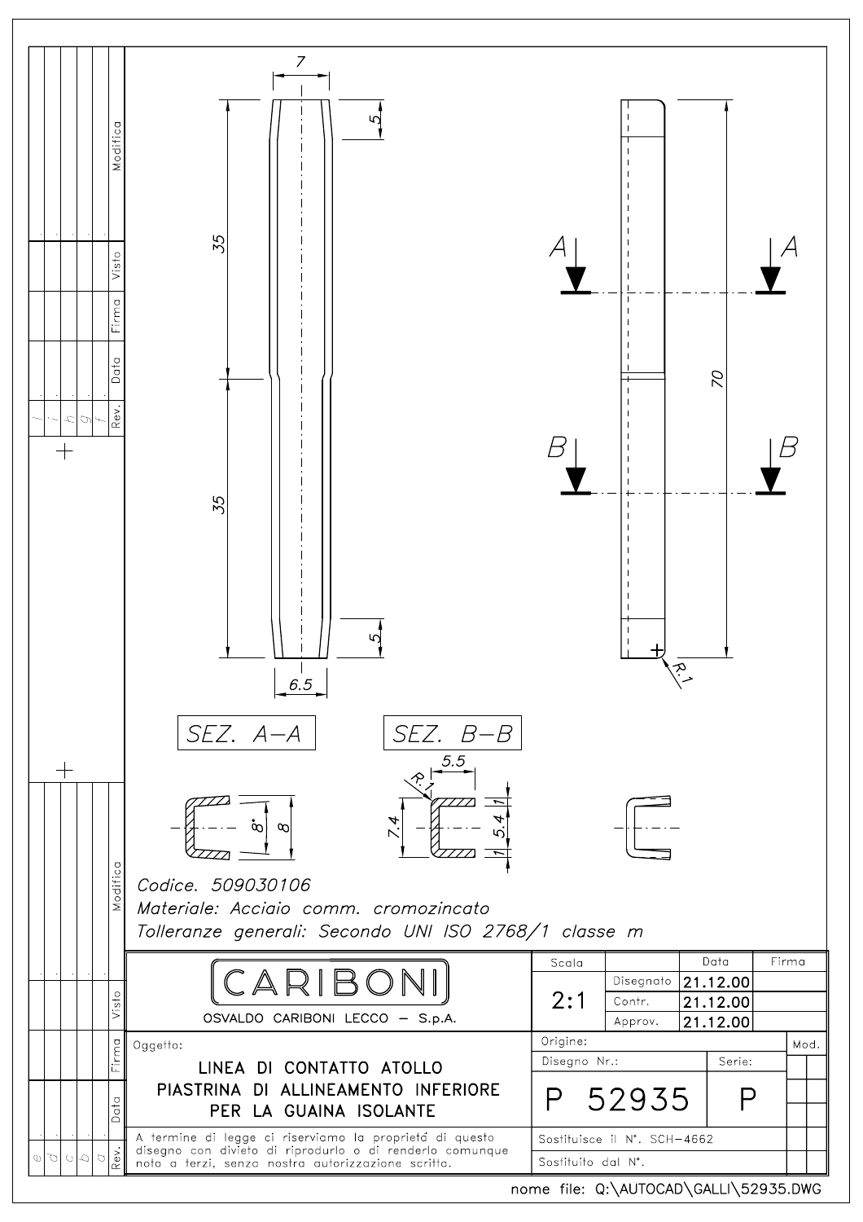SEZ. A–A

SEZ. B–B

Codice. 509030106

Materiale: Acciaio comm. cromozincato

Tolleranze generali: Secondo UNI ISO 2768/1 classe m

**CARIBONI**

OSVALDO CARIBONI LECCO – S.p.A.

| Scala | | Data | Firma |
|---|---|---|---|
| 2:1 | Disegnato | 21.12.00 | |
| | Contr. | 21.12.00 | |
| | Approv. | 21.12.00 | |

Oggetto:

LINEA DI CONTATTO ATOLLO
PIASTRINA DI ALLINEAMENTO INFERIORE
PER LA GUAINA ISOLANTE

Origine:

| Disegno Nr.: | Serie: |
|---|---|
| P 52935 | P |

A termine di legge ci riserviamo la proprietá di questo disegno con divieto di riprodurlo o di renderlo comunque noto a terzi, senza nostra autorizzazione scritta.

Sostituisce il N°. SCH–4662

Sostituito dal N°.

nome file: Q:\AUTOCAD\GALLI\52935.DWG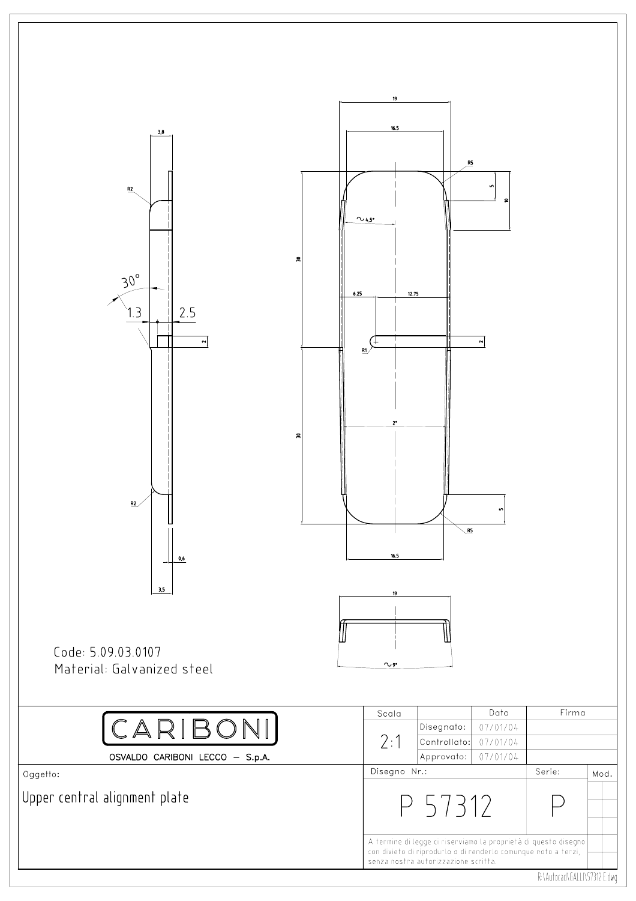Code: 5.09.03.0107
Material: Galvanized steel

| CARIBONI | Scala | | Data | Firma |
|---|---|---|---|---|
| OSVALDO CARIBONI LECCO – S.p.A. | 2:1 | Disegnato: | 07/01/04 | |
| | | Controllato: | 07/01/04 | |
| | | Approvato: | 07/01/04 | |

Oggetto:

Upper central alignment plate

| Disegno Nr.: | Serie: | Mod. |
|---|---|---|
| P 57312 | P | |

A termine di legge ci riserviamo la proprietà di questo disegno con divieto di riprodurlo o di renderlo comunque noto a terzi, senza nostra autorizzazione scritta.

R:\Autocad\GALLI\57312 E.dwg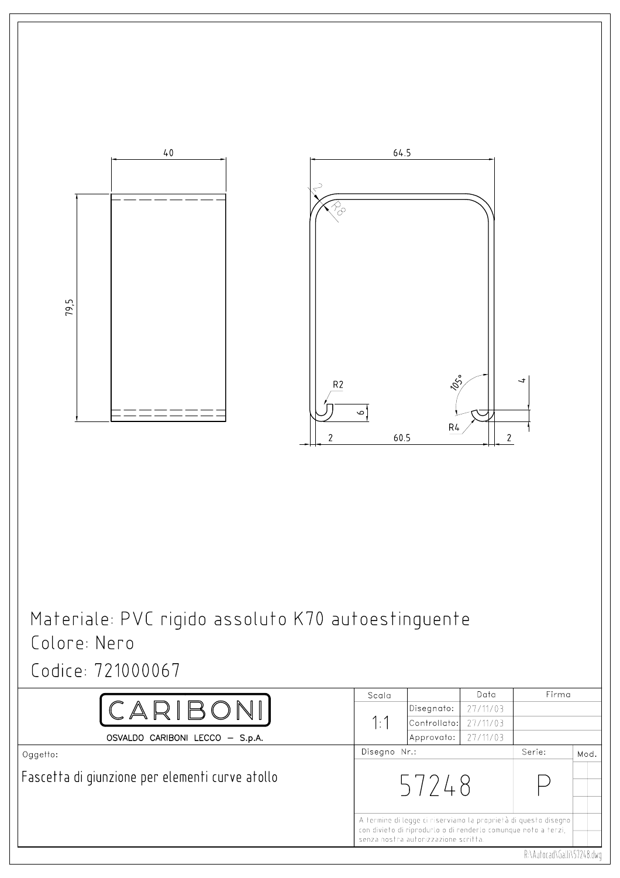40

79,5

64.5

2

R8

R2

6

105°

4

R4

2

60.5

2

Materiale: PVC rigido assoluto K70 autoestinguente

Colore: Nero

Codice: 721000067

CARIBONI

OSVALDO CARIBONI LECCO – S.p.A.

| Scala | | Data | Firma |
|---|---|---|---|
| 1:1 | Disegnato: | 27/11/03 | |
| | Controllato: | 27/11/03 | |
| | Approvato: | 27/11/03 | |

Oggetto:

Fascetta di giunzione per elementi curve atollo

| Disegno Nr.: | Serie: | Mod. |
|---|---|---|
| 57248 | P | |

A termine di legge ci riserviamo la proprietà di questo disegno con divieto di riprodurlo o di renderlo comunque noto a terzi, senza nostra autorizzazione scritta.

R:\Autocad\Galli\57248.dwg